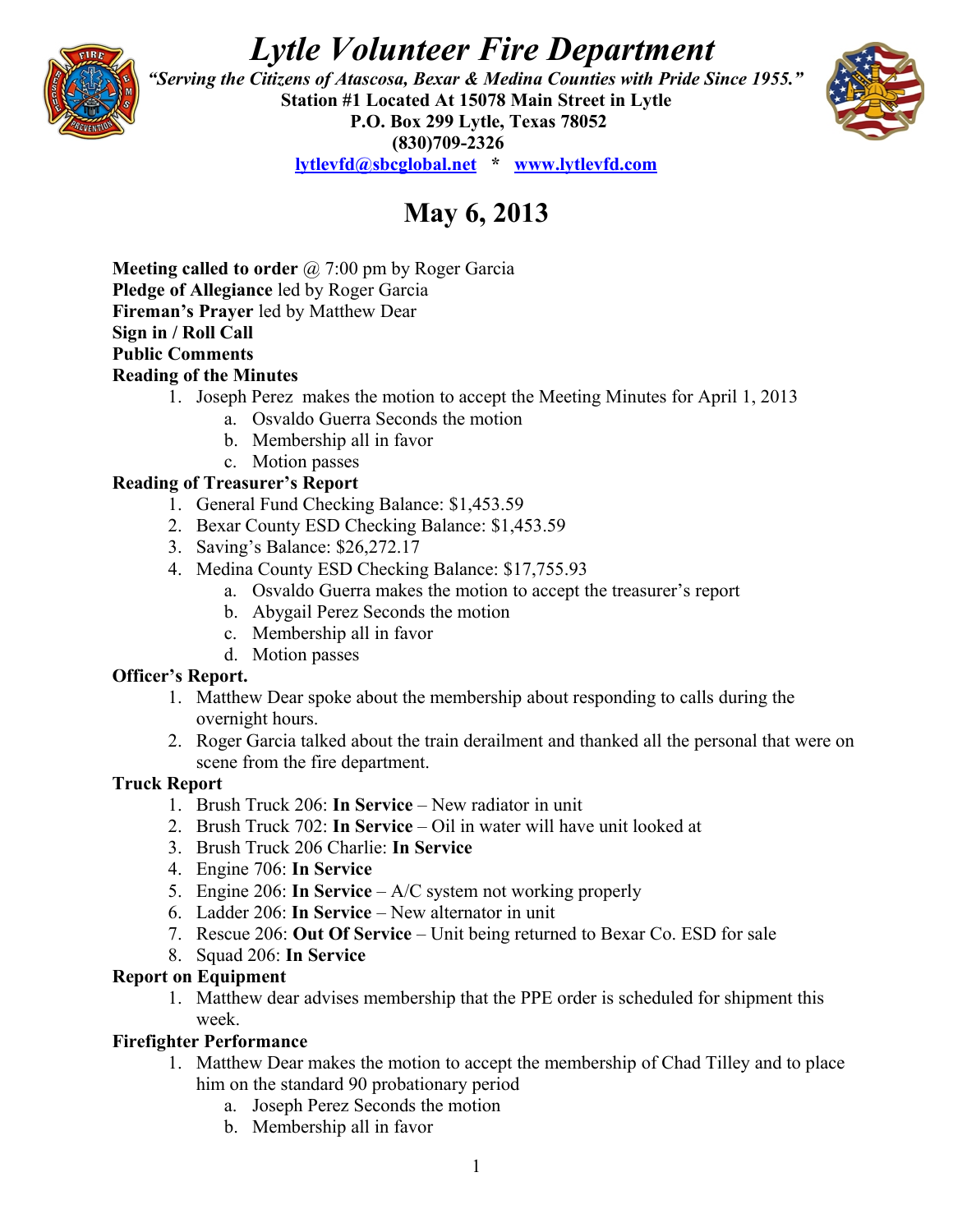# *Lytle Volunteer Fire Department*

***"Serving the Citizens of Atascosa, Bexar & Medina Counties with Pride Since 1955."***

**Station #1 Located At 15078 Main Street in Lytle**

**P.O. Box 299 Lytle, Texas 78052**

**(830)709-2326**

**lytlevfd@sbcglobal.net * www.lytlevfd.com**

## May 6, 2013

**Meeting called to order** @ 7:00 pm by Roger Garcia

**Pledge of Allegiance** led by Roger Garcia

**Fireman's Prayer** led by Matthew Dear

**Sign in / Roll Call**

**Public Comments**

**Reading of the Minutes**

1. Joseph Perez makes the motion to accept the Meeting Minutes for April 1, 2013
   a. Osvaldo Guerra Seconds the motion
   b. Membership all in favor
   c. Motion passes

**Reading of Treasurer's Report**

1. General Fund Checking Balance: $1,453.59
2. Bexar County ESD Checking Balance: $1,453.59
3. Saving's Balance: $26,272.17
4. Medina County ESD Checking Balance: $17,755.93
   a. Osvaldo Guerra makes the motion to accept the treasurer's report
   b. Abygail Perez Seconds the motion
   c. Membership all in favor
   d. Motion passes

**Officer's Report.**

1. Matthew Dear spoke about the membership about responding to calls during the overnight hours.
2. Roger Garcia talked about the train derailment and thanked all the personal that were on scene from the fire department.

**Truck Report**

1. Brush Truck 206: **In Service** – New radiator in unit
2. Brush Truck 702: **In Service** – Oil in water will have unit looked at
3. Brush Truck 206 Charlie: **In Service**
4. Engine 706: **In Service**
5. Engine 206: **In Service** – A/C system not working properly
6. Ladder 206: **In Service** – New alternator in unit
7. Rescue 206: **Out Of Service** – Unit being returned to Bexar Co. ESD for sale
8. Squad 206: **In Service**

**Report on Equipment**

1. Matthew dear advises membership that the PPE order is scheduled for shipment this week.

**Firefighter Performance**

1. Matthew Dear makes the motion to accept the membership of Chad Tilley and to place him on the standard 90 probationary period
   a. Joseph Perez Seconds the motion
   b. Membership all in favor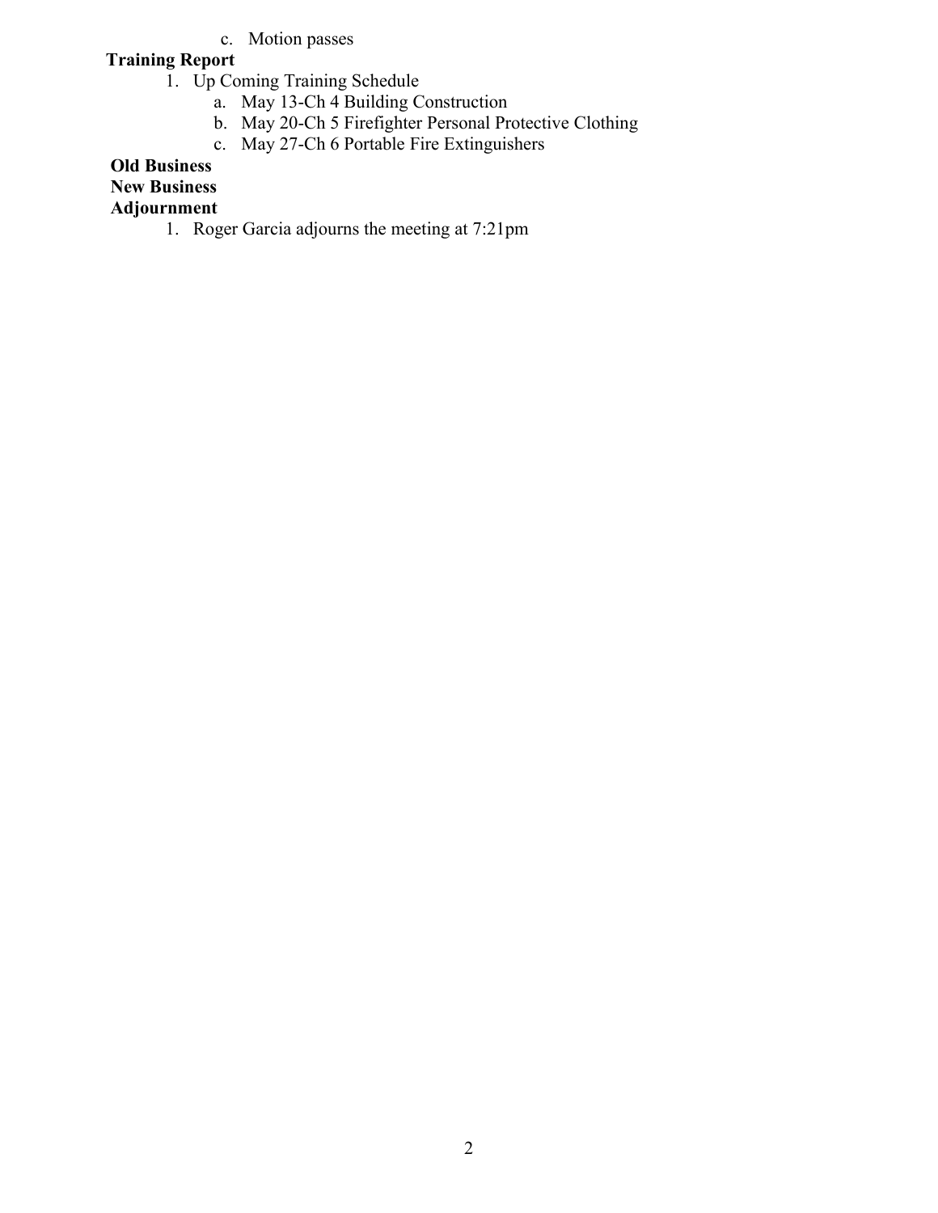c. Motion passes

**Training Report**

1. Up Coming Training Schedule
   a. May 13-Ch 4 Building Construction
   b. May 20-Ch 5 Firefighter Personal Protective Clothing
   c. May 27-Ch 6 Portable Fire Extinguishers

**Old Business**

**New Business**

**Adjournment**

1. Roger Garcia adjourns the meeting at 7:21pm